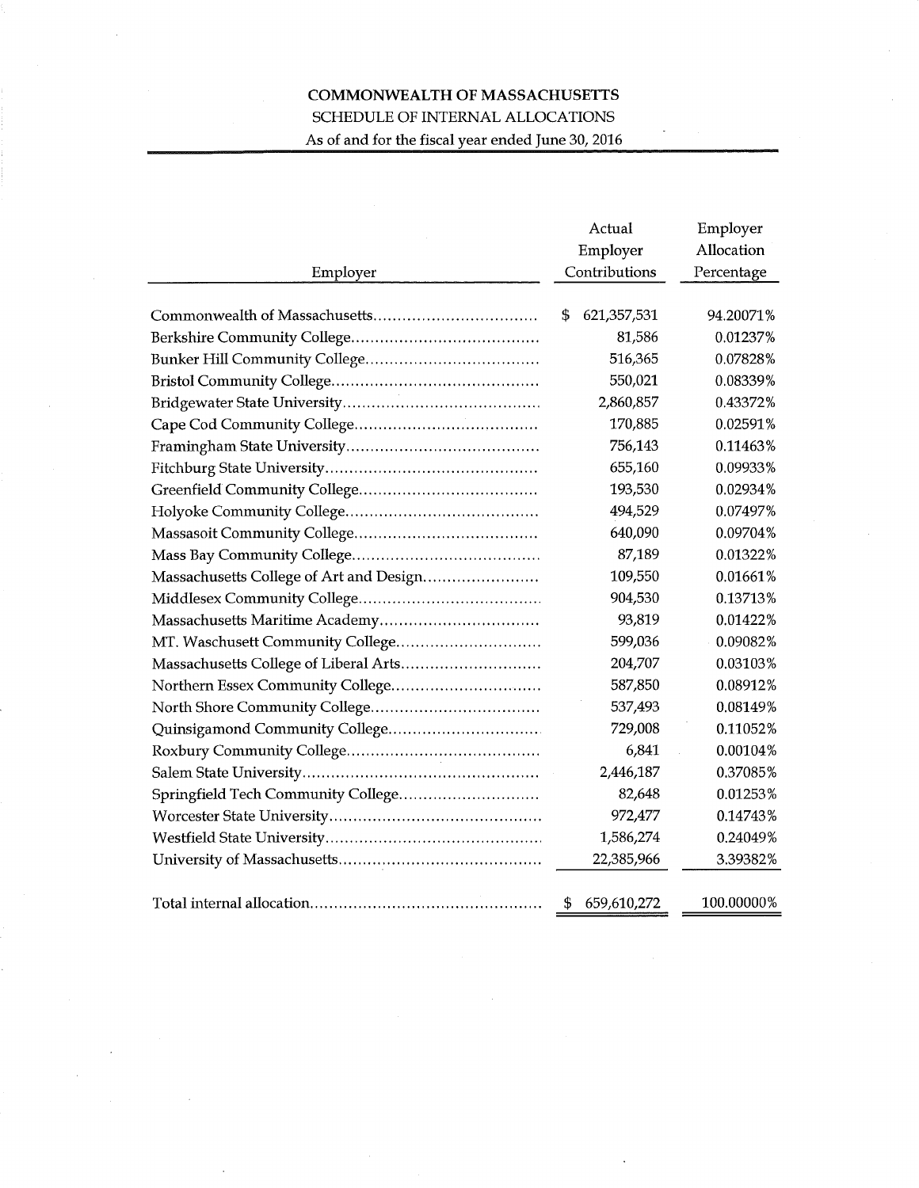**COMMONWEALTH OF MASSACHUSETTS**

SCHEDULE OF INTERNAL ALLOCATIONS

As of and for the fiscal year ended June 30, 2016

| Employer | Actual Employer Contributions | Employer Allocation Percentage |
|---|---|---|
| Commonwealth of Massachusetts | $ 621,357,531 | 94.20071% |
| Berkshire Community College | 81,586 | 0.01237% |
| Bunker Hill Community College | 516,365 | 0.07828% |
| Bristol Community College | 550,021 | 0.08339% |
| Bridgewater State University | 2,860,857 | 0.43372% |
| Cape Cod Community College | 170,885 | 0.02591% |
| Framingham State University | 756,143 | 0.11463% |
| Fitchburg State University | 655,160 | 0.09933% |
| Greenfield Community College | 193,530 | 0.02934% |
| Holyoke Community College | 494,529 | 0.07497% |
| Massasoit Community College | 640,090 | 0.09704% |
| Mass Bay Community College | 87,189 | 0.01322% |
| Massachusetts College of Art and Design | 109,550 | 0.01661% |
| Middlesex Community College | 904,530 | 0.13713% |
| Massachusetts Maritime Academy | 93,819 | 0.01422% |
| MT. Waschusett Community College | 599,036 | 0.09082% |
| Massachusetts College of Liberal Arts | 204,707 | 0.03103% |
| Northern Essex Community College | 587,850 | 0.08912% |
| North Shore Community College | 537,493 | 0.08149% |
| Quinsigamond Community College | 729,008 | 0.11052% |
| Roxbury Community College | 6,841 | 0.00104% |
| Salem State University | 2,446,187 | 0.37085% |
| Springfield Tech Community College | 82,648 | 0.01253% |
| Worcester State University | 972,477 | 0.14743% |
| Westfield State University | 1,586,274 | 0.24049% |
| University of Massachusetts | 22,385,966 | 3.39382% |
| Total internal allocation | $ 659,610,272 | 100.00000% |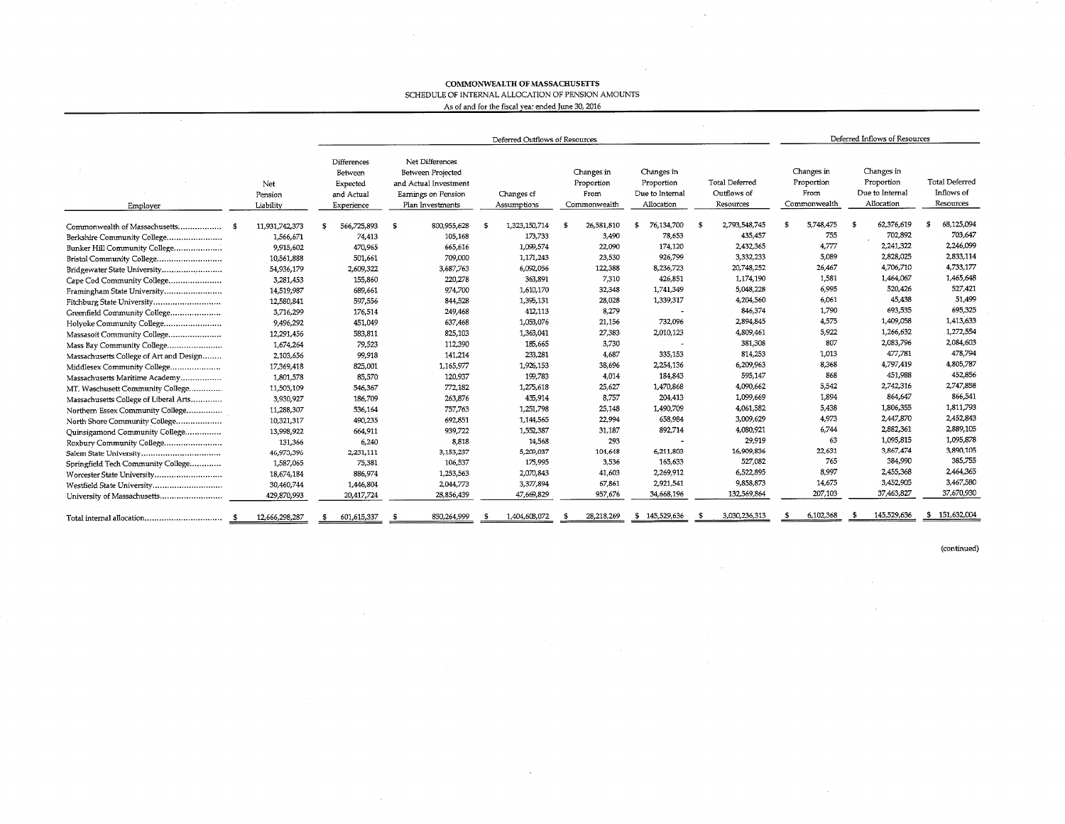**COMMONWEALTH OF MASSACHUSETTS**
SCHEDULE OF INTERNAL ALLOCATION OF PENSION AMOUNTS
As of and for the fiscal year ended June 30, 2016

| | | Deferred Outflows of Resources | | | | | | Deferred Inflows of Resources | | |
|---|---|---|---|---|---|---|---|---|---|---|
| Employer | Net Pension Liability | Differences Between Expected and Actual Experience | Net Differences Between Projected and Actual Investment Earnings on Pension Plan Investments | Changes of Assumptions | Changes in Proportion From Commonwealth | Changes in Proportion Due to Internal Allocation | Total Deferred Outflows of Resources | Changes in Proportion From Commonwealth | Changes in Proportion Due to Internal Allocation | Total Deferred Inflows of Resources |
| Commonwealth of Massachusetts | $ 11,931,742,373 | $ 566,725,893 | $ 800,955,628 | $ 1,323,150,714 | $ 26,581,810 | $ 76,134,700 | $ 2,793,548,745 | $ 5,748,475 | $ 62,376,619 | $ 68,125,094 |
| Berkshire Community College | 1,566,671 | 74,413 | 105,168 | 173,733 | 3,490 | 78,653 | 435,457 | 755 | 702,892 | 703,647 |
| Bunker Hill Community College | 9,915,602 | 470,965 | 665,616 | 1,099,574 | 22,090 | 174,120 | 2,432,365 | 4,777 | 2,241,322 | 2,246,099 |
| Bristol Community College | 10,561,888 | 501,661 | 709,000 | 1,171,243 | 23,530 | 926,799 | 3,332,233 | 5,089 | 2,828,025 | 2,833,114 |
| Bridgewater State University | 54,936,179 | 2,609,322 | 3,687,763 | 6,092,056 | 122,388 | 8,236,723 | 20,748,252 | 26,467 | 4,706,710 | 4,733,177 |
| Cape Cod Community College | 3,281,453 | 155,860 | 220,278 | 363,891 | 7,310 | 426,851 | 1,174,190 | 1,581 | 1,464,067 | 1,465,648 |
| Framingham State University | 14,519,987 | 689,661 | 974,700 | 1,610,170 | 32,348 | 1,741,349 | 5,048,228 | 6,995 | 520,426 | 527,421 |
| Fitchburg State University | 12,580,841 | 597,556 | 844,528 | 1,395,131 | 28,028 | 1,339,317 | 4,204,560 | 6,061 | 45,438 | 51,499 |
| Greenfield Community College | 3,716,299 | 176,514 | 249,468 | 412,113 | 8,279 | - | 846,374 | 1,790 | 693,535 | 695,325 |
| Holyoke Community College | 9,496,292 | 451,049 | 637,468 | 1,053,076 | 21,156 | 732,096 | 2,894,845 | 4,575 | 1,409,058 | 1,413,633 |
| Massasoit Community College | 12,291,456 | 583,811 | 825,103 | 1,363,041 | 27,383 | 2,010,123 | 4,809,461 | 5,922 | 1,266,632 | 1,272,554 |
| Mass Bay Community College | 1,674,264 | 79,523 | 112,390 | 185,665 | 3,730 | - | 381,308 | 807 | 2,083,796 | 2,084,603 |
| Massachusetts College of Art and Design | 2,103,656 | 99,918 | 141,214 | 233,281 | 4,687 | 335,153 | 814,253 | 1,013 | 477,781 | 478,794 |
| Middlesex Community College | 17,369,418 | 825,001 | 1,165,977 | 1,926,153 | 38,696 | 2,254,136 | 6,209,963 | 8,368 | 4,797,419 | 4,805,787 |
| Massachusetts Maritime Academy | 1,801,578 | 85,570 | 120,937 | 199,783 | 4,014 | 184,843 | 595,147 | 868 | 451,988 | 452,856 |
| MT. Waschusett Community College | 11,503,109 | 546,367 | 772,182 | 1,275,618 | 25,627 | 1,470,868 | 4,090,662 | 5,542 | 2,742,316 | 2,747,858 |
| Massachusetts College of Liberal Arts | 3,930,927 | 186,709 | 263,876 | 435,914 | 8,757 | 204,413 | 1,099,669 | 1,894 | 864,647 | 866,541 |
| Northern Essex Community College | 11,288,307 | 536,164 | 757,763 | 1,251,798 | 25,148 | 1,490,709 | 4,061,582 | 5,438 | 1,806,355 | 1,811,793 |
| North Shore Community College | 10,321,317 | 490,235 | 692,851 | 1,144,565 | 22,994 | 658,984 | 3,009,629 | 4,973 | 2,447,870 | 2,452,843 |
| Quinsigamond Community College | 13,998,922 | 664,911 | 939,722 | 1,552,387 | 31,187 | 892,714 | 4,080,921 | 6,744 | 2,882,361 | 2,889,105 |
| Roxbury Community College | 131,366 | 6,240 | 8,818 | 14,568 | 293 | - | 29,919 | 63 | 1,095,815 | 1,095,878 |
| Salem State University | 46,973,396 | 2,231,111 | 3,153,237 | 5,209,037 | 104,648 | 6,211,803 | 16,909,836 | 22,631 | 3,867,474 | 3,890,105 |
| Springfield Tech Community College | 1,587,065 | 75,381 | 106,537 | 175,995 | 3,536 | 165,633 | 527,082 | 765 | 384,990 | 385,755 |
| Worcester State University | 18,674,184 | 886,974 | 1,253,563 | 2,070,843 | 41,603 | 2,269,912 | 6,522,895 | 8,997 | 2,455,368 | 2,464,365 |
| Westfield State University | 30,460,744 | 1,446,804 | 2,044,773 | 3,377,894 | 67,861 | 2,921,541 | 9,858,873 | 14,675 | 3,452,905 | 3,467,580 |
| University of Massachusetts | 429,870,993 | 20,417,724 | 28,856,439 | 47,669,829 | 957,676 | 34,668,196 | 132,569,864 | 207,103 | 37,463,827 | 37,670,930 |
| Total internal allocation | $ 12,666,298,287 | $ 601,615,337 | $ 850,264,999 | $ 1,404,608,072 | $ 28,218,269 | $ 145,529,636 | $ 3,030,236,313 | $ 6,102,368 | $ 145,529,636 | $ 151,632,004 |

(continued)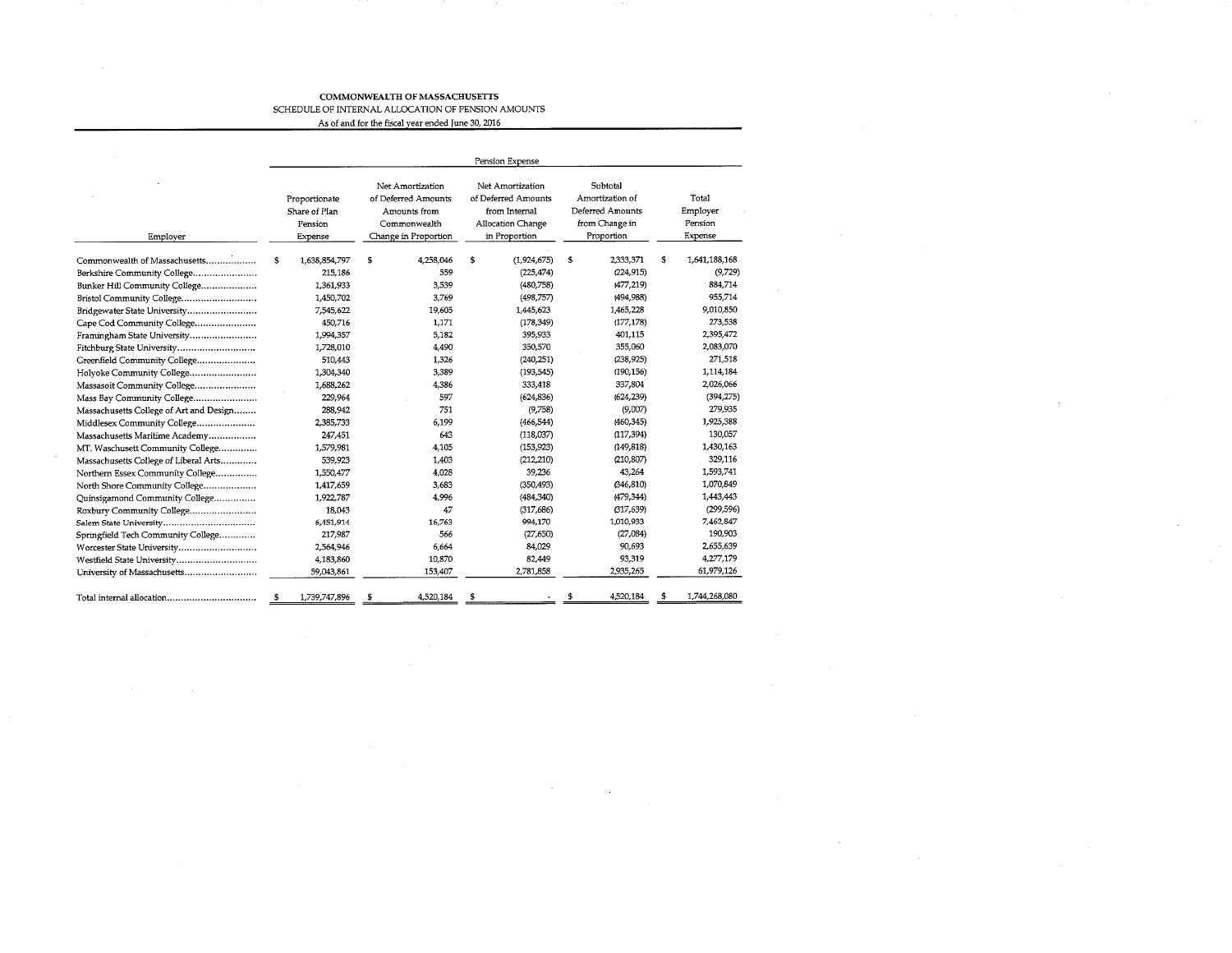**COMMONWEALTH OF MASSACHUSETTS**
SCHEDULE OF INTERNAL ALLOCATION OF PENSION AMOUNTS
As of and for the fiscal year ended June 30, 2016

| | Pension Expense | | | | |
|---|---|---|---|---|---|
| Employer | Proportionate Share of Plan Pension Expense | Net Amortization of Deferred Amounts Amounts from Commonwealth Change in Proportion | Net Amortization of Deferred Amounts from Internal Allocation Change in Proportion | Subtotal Amortization of Deferred Amounts from Change in Proportion | Total Employer Pension Expense |
| Commonwealth of Massachusetts | $ 1,638,854,797 | $ 4,258,046 | $ (1,924,675) | $ 2,333,371 | $ 1,641,188,168 |
| Berkshire Community College | 215,186 | 559 | (225,474) | (224,915) | (9,729) |
| Bunker Hill Community College | 1,361,933 | 3,539 | (480,758) | (477,219) | 884,714 |
| Bristol Community College | 1,450,702 | 3,769 | (498,757) | (494,988) | 955,714 |
| Bridgewater State University | 7,545,622 | 19,605 | 1,445,623 | 1,465,228 | 9,010,850 |
| Cape Cod Community College | 450,716 | 1,171 | (178,349) | (177,178) | 273,538 |
| Framingham State University | 1,994,357 | 5,182 | 395,933 | 401,115 | 2,395,472 |
| Fitchburg State University | 1,728,010 | 4,490 | 350,570 | 355,060 | 2,083,070 |
| Greenfield Community College | 510,443 | 1,326 | (240,251) | (238,925) | 271,518 |
| Holyoke Community College | 1,304,340 | 3,389 | (193,545) | (190,156) | 1,114,184 |
| Massasoit Community College | 1,688,262 | 4,386 | 333,418 | 337,804 | 2,026,066 |
| Mass Bay Community College | 229,964 | 597 | (624,836) | (624,239) | (394,275) |
| Massachusetts College of Art and Design | 288,942 | 751 | (9,758) | (9,007) | 279,935 |
| Middlesex Community College | 2,385,733 | 6,199 | (466,544) | (460,345) | 1,925,388 |
| Massachusetts Maritime Academy | 247,451 | 643 | (118,037) | (117,394) | 130,057 |
| MT. Waschusett Community College | 1,579,981 | 4,105 | (153,923) | (149,818) | 1,430,163 |
| Massachusetts College of Liberal Arts | 539,923 | 1,403 | (212,210) | (210,807) | 329,116 |
| Northern Essex Community College | 1,550,477 | 4,028 | 39,236 | 43,264 | 1,593,741 |
| North Shore Community College | 1,417,659 | 3,683 | (350,493) | (346,810) | 1,070,849 |
| Quinsigamond Community College | 1,922,787 | 4,996 | (484,340) | (479,344) | 1,443,443 |
| Roxbury Community College | 18,043 | 47 | (317,686) | (317,639) | (299,596) |
| Salem State University | 6,451,914 | 16,763 | 994,170 | 1,010,933 | 7,462,847 |
| Springfield Tech Community College | 217,987 | 566 | (27,650) | (27,084) | 190,903 |
| Worcester State University | 2,564,946 | 6,664 | 84,029 | 90,693 | 2,655,639 |
| Westfield State University | 4,183,860 | 10,870 | 82,449 | 93,319 | 4,277,179 |
| University of Massachusetts | 59,043,861 | 153,407 | 2,781,858 | 2,935,265 | 61,979,126 |
| Total internal allocation | $ 1,739,747,896 | $ 4,520,184 | $ - | $ 4,520,184 | $ 1,744,268,080 |